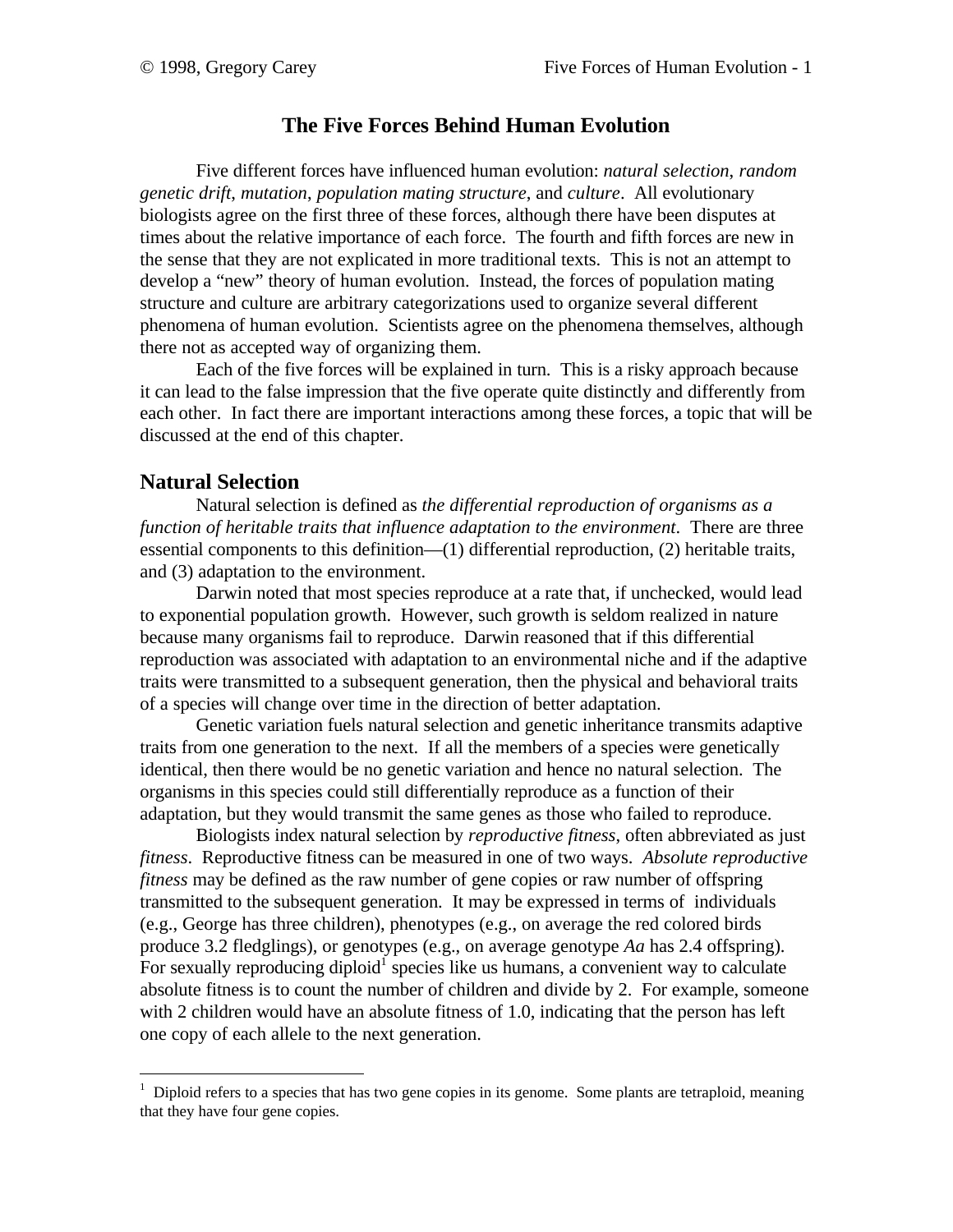# The Five Forces Behind Human Evolution

Five different forces have influenced human evolution: *natural selection*, *random genetic drift*, *mutation*, *population mating structure*, and *culture*. All evolutionary biologists agree on the first three of these forces, although there have been disputes at times about the relative importance of each force. The fourth and fifth forces are new in the sense that they are not explicated in more traditional texts. This is not an attempt to develop a "new" theory of human evolution. Instead, the forces of population mating structure and culture are arbitrary categorizations used to organize several different phenomena of human evolution. Scientists agree on the phenomena themselves, although there not as accepted way of organizing them.

Each of the five forces will be explained in turn. This is a risky approach because it can lead to the false impression that the five operate quite distinctly and differently from each other. In fact there are important interactions among these forces, a topic that will be discussed at the end of this chapter.

## Natural Selection

Natural selection is defined as *the differential reproduction of organisms as a function of heritable traits that influence adaptation to the environment*. There are three essential components to this definition—(1) differential reproduction, (2) heritable traits, and (3) adaptation to the environment.

Darwin noted that most species reproduce at a rate that, if unchecked, would lead to exponential population growth. However, such growth is seldom realized in nature because many organisms fail to reproduce. Darwin reasoned that if this differential reproduction was associated with adaptation to an environmental niche and if the adaptive traits were transmitted to a subsequent generation, then the physical and behavioral traits of a species will change over time in the direction of better adaptation.

Genetic variation fuels natural selection and genetic inheritance transmits adaptive traits from one generation to the next. If all the members of a species were genetically identical, then there would be no genetic variation and hence no natural selection. The organisms in this species could still differentially reproduce as a function of their adaptation, but they would transmit the same genes as those who failed to reproduce.

Biologists index natural selection by *reproductive fitness*, often abbreviated as just *fitness*. Reproductive fitness can be measured in one of two ways. *Absolute reproductive fitness* may be defined as the raw number of gene copies or raw number of offspring transmitted to the subsequent generation. It may be expressed in terms of individuals (e.g., George has three children), phenotypes (e.g., on average the red colored birds produce 3.2 fledglings), or genotypes (e.g., on average genotype *Aa* has 2.4 offspring). For sexually reproducing diploid[1] species like us humans, a convenient way to calculate absolute fitness is to count the number of children and divide by 2. For example, someone with 2 children would have an absolute fitness of 1.0, indicating that the person has left one copy of each allele to the next generation.

[1] Diploid refers to a species that has two gene copies in its genome. Some plants are tetraploid, meaning that they have four gene copies.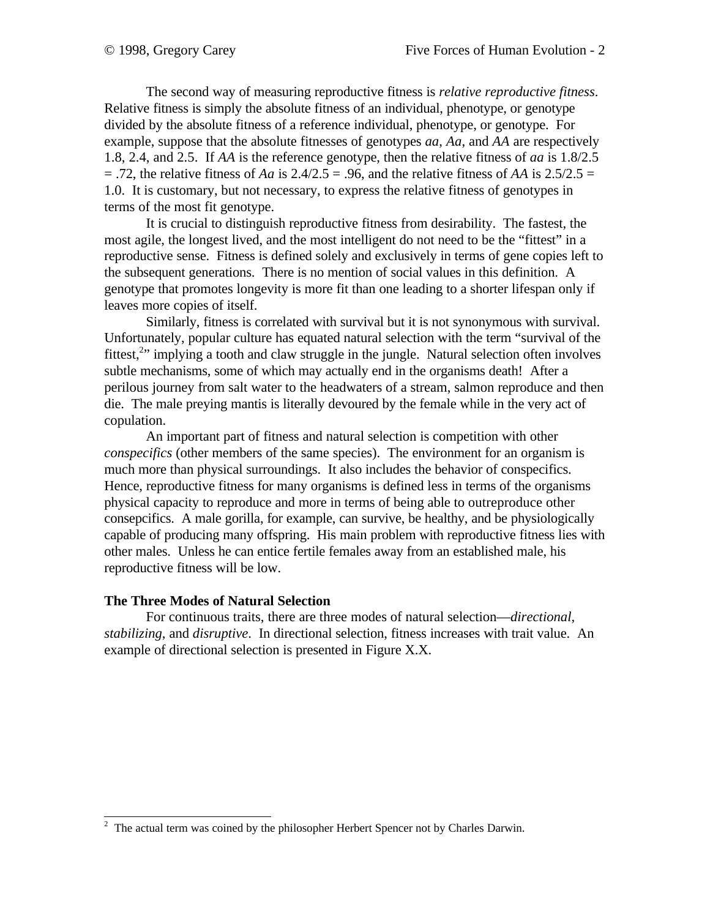The second way of measuring reproductive fitness is *relative reproductive fitness*. Relative fitness is simply the absolute fitness of an individual, phenotype, or genotype divided by the absolute fitness of a reference individual, phenotype, or genotype. For example, suppose that the absolute fitnesses of genotypes *aa*, *Aa*, and *AA* are respectively 1.8, 2.4, and 2.5. If *AA* is the reference genotype, then the relative fitness of *aa* is 1.8/2.5 = .72, the relative fitness of *Aa* is 2.4/2.5 = .96, and the relative fitness of *AA* is 2.5/2.5 = 1.0. It is customary, but not necessary, to express the relative fitness of genotypes in terms of the most fit genotype.

It is crucial to distinguish reproductive fitness from desirability. The fastest, the most agile, the longest lived, and the most intelligent do not need to be the "fittest" in a reproductive sense. Fitness is defined solely and exclusively in terms of gene copies left to the subsequent generations. There is no mention of social values in this definition. A genotype that promotes longevity is more fit than one leading to a shorter lifespan only if leaves more copies of itself.

Similarly, fitness is correlated with survival but it is not synonymous with survival. Unfortunately, popular culture has equated natural selection with the term "survival of the fittest,[2]" implying a tooth and claw struggle in the jungle. Natural selection often involves subtle mechanisms, some of which may actually end in the organisms death! After a perilous journey from salt water to the headwaters of a stream, salmon reproduce and then die. The male preying mantis is literally devoured by the female while in the very act of copulation.

An important part of fitness and natural selection is competition with other *conspecifics* (other members of the same species). The environment for an organism is much more than physical surroundings. It also includes the behavior of conspecifics. Hence, reproductive fitness for many organisms is defined less in terms of the organisms physical capacity to reproduce and more in terms of being able to outreproduce other consepcifics. A male gorilla, for example, can survive, be healthy, and be physiologically capable of producing many offspring. His main problem with reproductive fitness lies with other males. Unless he can entice fertile females away from an established male, his reproductive fitness will be low.

**The Three Modes of Natural Selection**

For continuous traits, there are three modes of natural selection—*directional*, *stabilizing*, and *disruptive*. In directional selection, fitness increases with trait value. An example of directional selection is presented in Figure X.X.

[2] The actual term was coined by the philosopher Herbert Spencer not by Charles Darwin.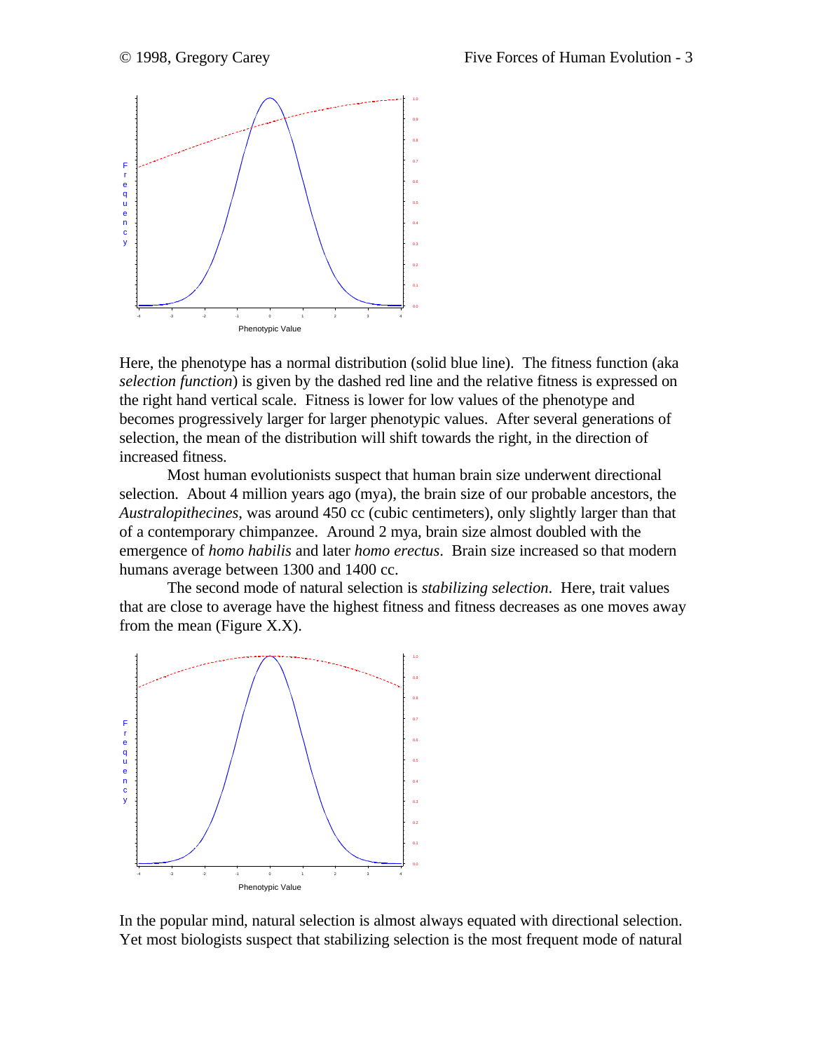Here, the phenotype has a normal distribution (solid blue line). The fitness function (aka *selection function*) is given by the dashed red line and the relative fitness is expressed on the right hand vertical scale. Fitness is lower for low values of the phenotype and becomes progressively larger for larger phenotypic values. After several generations of selection, the mean of the distribution will shift towards the right, in the direction of increased fitness.

Most human evolutionists suspect that human brain size underwent directional selection. About 4 million years ago (mya), the brain size of our probable ancestors, the *Australopithecines*, was around 450 cc (cubic centimeters), only slightly larger than that of a contemporary chimpanzee. Around 2 mya, brain size almost doubled with the emergence of *homo habilis* and later *homo erectus*. Brain size increased so that modern humans average between 1300 and 1400 cc.

The second mode of natural selection is *stabilizing selection*. Here, trait values that are close to average have the highest fitness and fitness decreases as one moves away from the mean (Figure X.X).

In the popular mind, natural selection is almost always equated with directional selection. Yet most biologists suspect that stabilizing selection is the most frequent mode of natural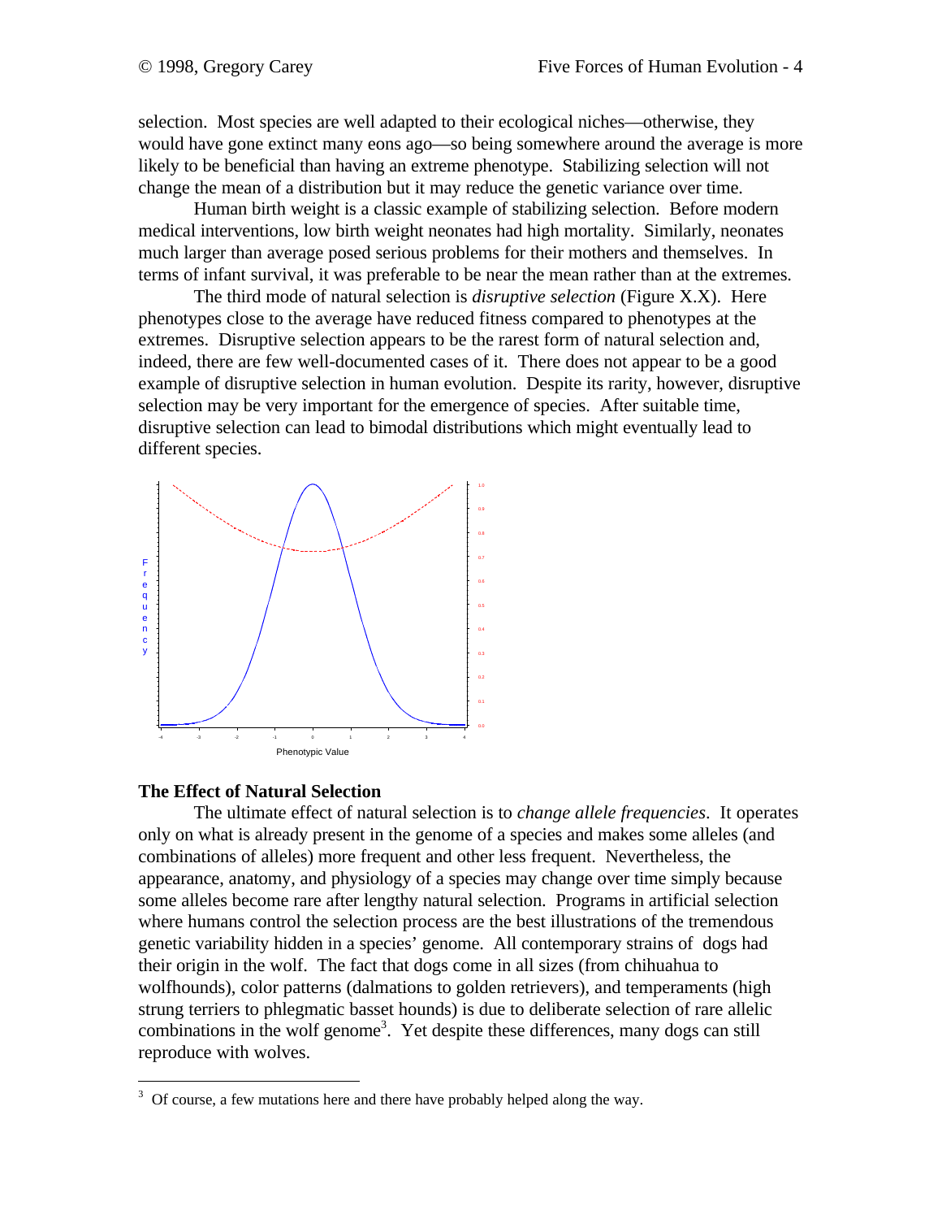selection. Most species are well adapted to their ecological niches—otherwise, they would have gone extinct many eons ago—so being somewhere around the average is more likely to be beneficial than having an extreme phenotype. Stabilizing selection will not change the mean of a distribution but it may reduce the genetic variance over time.

Human birth weight is a classic example of stabilizing selection. Before modern medical interventions, low birth weight neonates had high mortality. Similarly, neonates much larger than average posed serious problems for their mothers and themselves. In terms of infant survival, it was preferable to be near the mean rather than at the extremes.

The third mode of natural selection is *disruptive selection* (Figure X.X). Here phenotypes close to the average have reduced fitness compared to phenotypes at the extremes. Disruptive selection appears to be the rarest form of natural selection and, indeed, there are few well-documented cases of it. There does not appear to be a good example of disruptive selection in human evolution. Despite its rarity, however, disruptive selection may be very important for the emergence of species. After suitable time, disruptive selection can lead to bimodal distributions which might eventually lead to different species.

## The Effect of Natural Selection

The ultimate effect of natural selection is to *change allele frequencies*. It operates only on what is already present in the genome of a species and makes some alleles (and combinations of alleles) more frequent and other less frequent. Nevertheless, the appearance, anatomy, and physiology of a species may change over time simply because some alleles become rare after lengthy natural selection. Programs in artificial selection where humans control the selection process are the best illustrations of the tremendous genetic variability hidden in a species' genome. All contemporary strains of dogs had their origin in the wolf. The fact that dogs come in all sizes (from chihuahua to wolfhounds), color patterns (dalmations to golden retrievers), and temperaments (high strung terriers to phlegmatic basset hounds) is due to deliberate selection of rare allelic combinations in the wolf genome[3]. Yet despite these differences, many dogs can still reproduce with wolves.

[3] Of course, a few mutations here and there have probably helped along the way.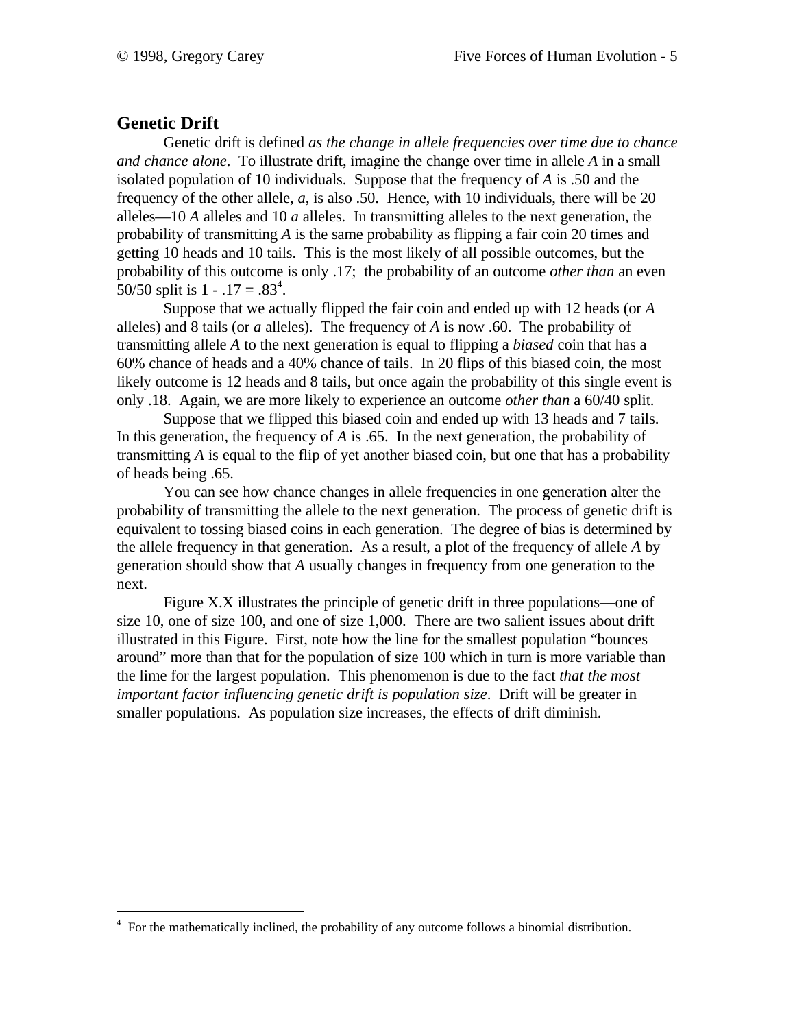## Genetic Drift

Genetic drift is defined *as the change in allele frequencies over time due to chance and chance alone*. To illustrate drift, imagine the change over time in allele *A* in a small isolated population of 10 individuals. Suppose that the frequency of *A* is .50 and the frequency of the other allele, *a*, is also .50. Hence, with 10 individuals, there will be 20 alleles—10 *A* alleles and 10 *a* alleles. In transmitting alleles to the next generation, the probability of transmitting *A* is the same probability as flipping a fair coin 20 times and getting 10 heads and 10 tails. This is the most likely of all possible outcomes, but the probability of this outcome is only .17; the probability of an outcome *other than* an even 50/50 split is 1 - .17 = .83[4].

Suppose that we actually flipped the fair coin and ended up with 12 heads (or *A* alleles) and 8 tails (or *a* alleles). The frequency of *A* is now .60. The probability of transmitting allele *A* to the next generation is equal to flipping a *biased* coin that has a 60% chance of heads and a 40% chance of tails. In 20 flips of this biased coin, the most likely outcome is 12 heads and 8 tails, but once again the probability of this single event is only .18. Again, we are more likely to experience an outcome *other than* a 60/40 split.

Suppose that we flipped this biased coin and ended up with 13 heads and 7 tails. In this generation, the frequency of *A* is .65. In the next generation, the probability of transmitting *A* is equal to the flip of yet another biased coin, but one that has a probability of heads being .65.

You can see how chance changes in allele frequencies in one generation alter the probability of transmitting the allele to the next generation. The process of genetic drift is equivalent to tossing biased coins in each generation. The degree of bias is determined by the allele frequency in that generation. As a result, a plot of the frequency of allele *A* by generation should show that *A* usually changes in frequency from one generation to the next.

Figure X.X illustrates the principle of genetic drift in three populations—one of size 10, one of size 100, and one of size 1,000. There are two salient issues about drift illustrated in this Figure. First, note how the line for the smallest population "bounces around" more than that for the population of size 100 which in turn is more variable than the lime for the largest population. This phenomenon is due to the fact *that the most important factor influencing genetic drift is population size*. Drift will be greater in smaller populations. As population size increases, the effects of drift diminish.

---

[4] For the mathematically inclined, the probability of any outcome follows a binomial distribution.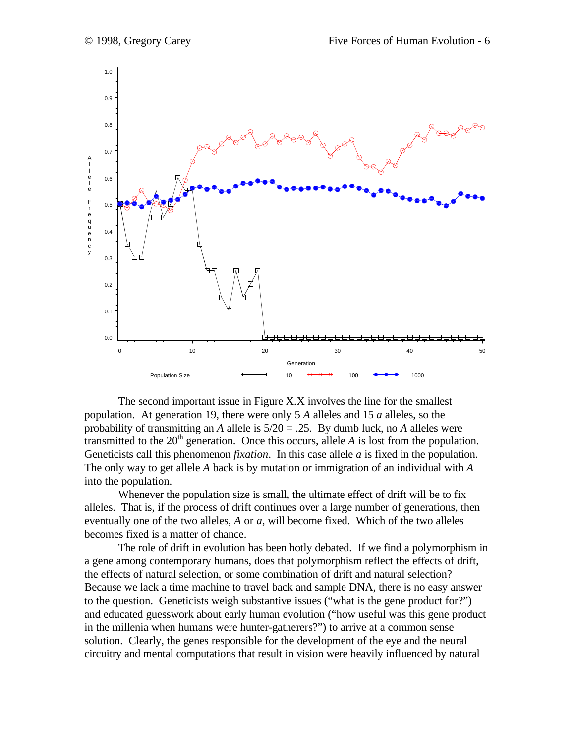The second important issue in Figure X.X involves the line for the smallest population. At generation 19, there were only 5 *A* alleles and 15 *a* alleles, so the probability of transmitting an *A* allele is 5/20 = .25. By dumb luck, no *A* alleles were transmitted to the 20th generation. Once this occurs, allele *A* is lost from the population. Geneticists call this phenomenon *fixation*. In this case allele *a* is fixed in the population. The only way to get allele *A* back is by mutation or immigration of an individual with *A* into the population.

Whenever the population size is small, the ultimate effect of drift will be to fix alleles. That is, if the process of drift continues over a large number of generations, then eventually one of the two alleles, *A* or *a*, will become fixed. Which of the two alleles becomes fixed is a matter of chance.

The role of drift in evolution has been hotly debated. If we find a polymorphism in a gene among contemporary humans, does that polymorphism reflect the effects of drift, the effects of natural selection, or some combination of drift and natural selection? Because we lack a time machine to travel back and sample DNA, there is no easy answer to the question. Geneticists weigh substantive issues ("what is the gene product for?") and educated guesswork about early human evolution ("how useful was this gene product in the millenia when humans were hunter-gatherers?") to arrive at a common sense solution. Clearly, the genes responsible for the development of the eye and the neural circuitry and mental computations that result in vision were heavily influenced by natural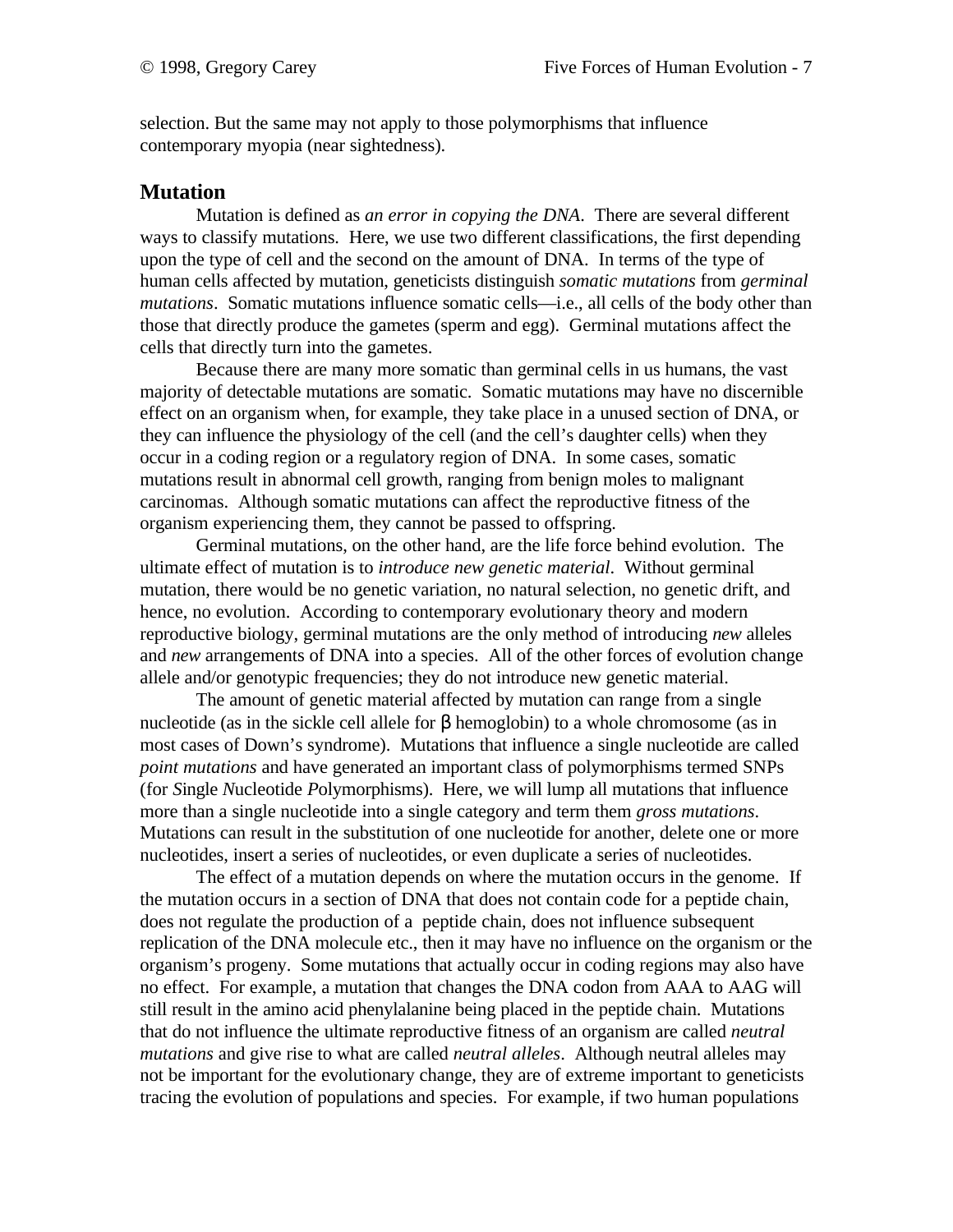selection. But the same may not apply to those polymorphisms that influence contemporary myopia (near sightedness).

## Mutation

Mutation is defined as *an error in copying the DNA*. There are several different ways to classify mutations. Here, we use two different classifications, the first depending upon the type of cell and the second on the amount of DNA. In terms of the type of human cells affected by mutation, geneticists distinguish *somatic mutations* from *germinal mutations*. Somatic mutations influence somatic cells—i.e., all cells of the body other than those that directly produce the gametes (sperm and egg). Germinal mutations affect the cells that directly turn into the gametes.

Because there are many more somatic than germinal cells in us humans, the vast majority of detectable mutations are somatic. Somatic mutations may have no discernible effect on an organism when, for example, they take place in a unused section of DNA, or they can influence the physiology of the cell (and the cell's daughter cells) when they occur in a coding region or a regulatory region of DNA. In some cases, somatic mutations result in abnormal cell growth, ranging from benign moles to malignant carcinomas. Although somatic mutations can affect the reproductive fitness of the organism experiencing them, they cannot be passed to offspring.

Germinal mutations, on the other hand, are the life force behind evolution. The ultimate effect of mutation is to *introduce new genetic material*. Without germinal mutation, there would be no genetic variation, no natural selection, no genetic drift, and hence, no evolution. According to contemporary evolutionary theory and modern reproductive biology, germinal mutations are the only method of introducing *new* alleles and *new* arrangements of DNA into a species. All of the other forces of evolution change allele and/or genotypic frequencies; they do not introduce new genetic material.

The amount of genetic material affected by mutation can range from a single nucleotide (as in the sickle cell allele for β hemoglobin) to a whole chromosome (as in most cases of Down's syndrome). Mutations that influence a single nucleotide are called *point mutations* and have generated an important class of polymorphisms termed SNPs (for *S*ingle *N*ucleotide *P*olymorphisms). Here, we will lump all mutations that influence more than a single nucleotide into a single category and term them *gross mutations*. Mutations can result in the substitution of one nucleotide for another, delete one or more nucleotides, insert a series of nucleotides, or even duplicate a series of nucleotides.

The effect of a mutation depends on where the mutation occurs in the genome. If the mutation occurs in a section of DNA that does not contain code for a peptide chain, does not regulate the production of a peptide chain, does not influence subsequent replication of the DNA molecule etc., then it may have no influence on the organism or the organism's progeny. Some mutations that actually occur in coding regions may also have no effect. For example, a mutation that changes the DNA codon from AAA to AAG will still result in the amino acid phenylalanine being placed in the peptide chain. Mutations that do not influence the ultimate reproductive fitness of an organism are called *neutral mutations* and give rise to what are called *neutral alleles*. Although neutral alleles may not be important for the evolutionary change, they are of extreme important to geneticists tracing the evolution of populations and species. For example, if two human populations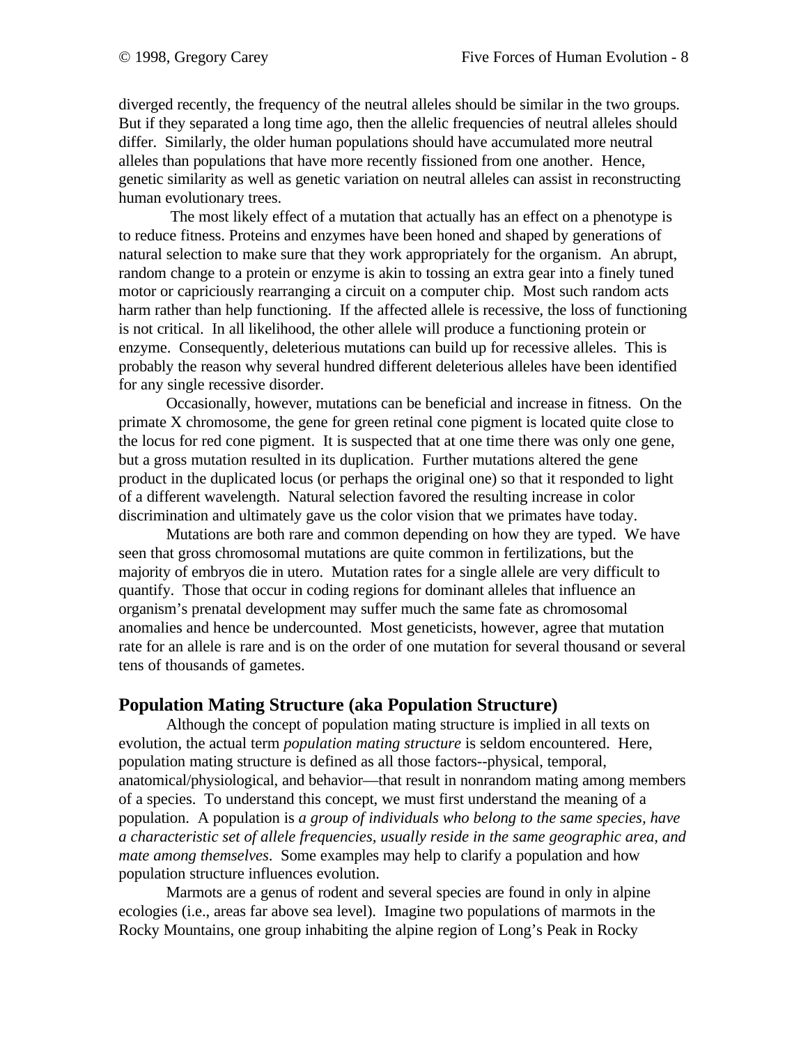diverged recently, the frequency of the neutral alleles should be similar in the two groups. But if they separated a long time ago, then the allelic frequencies of neutral alleles should differ. Similarly, the older human populations should have accumulated more neutral alleles than populations that have more recently fissioned from one another. Hence, genetic similarity as well as genetic variation on neutral alleles can assist in reconstructing human evolutionary trees.

The most likely effect of a mutation that actually has an effect on a phenotype is to reduce fitness. Proteins and enzymes have been honed and shaped by generations of natural selection to make sure that they work appropriately for the organism. An abrupt, random change to a protein or enzyme is akin to tossing an extra gear into a finely tuned motor or capriciously rearranging a circuit on a computer chip. Most such random acts harm rather than help functioning. If the affected allele is recessive, the loss of functioning is not critical. In all likelihood, the other allele will produce a functioning protein or enzyme. Consequently, deleterious mutations can build up for recessive alleles. This is probably the reason why several hundred different deleterious alleles have been identified for any single recessive disorder.

Occasionally, however, mutations can be beneficial and increase in fitness. On the primate X chromosome, the gene for green retinal cone pigment is located quite close to the locus for red cone pigment. It is suspected that at one time there was only one gene, but a gross mutation resulted in its duplication. Further mutations altered the gene product in the duplicated locus (or perhaps the original one) so that it responded to light of a different wavelength. Natural selection favored the resulting increase in color discrimination and ultimately gave us the color vision that we primates have today.

Mutations are both rare and common depending on how they are typed. We have seen that gross chromosomal mutations are quite common in fertilizations, but the majority of embryos die in utero. Mutation rates for a single allele are very difficult to quantify. Those that occur in coding regions for dominant alleles that influence an organism's prenatal development may suffer much the same fate as chromosomal anomalies and hence be undercounted. Most geneticists, however, agree that mutation rate for an allele is rare and is on the order of one mutation for several thousand or several tens of thousands of gametes.

## Population Mating Structure (aka Population Structure)

Although the concept of population mating structure is implied in all texts on evolution, the actual term *population mating structure* is seldom encountered. Here, population mating structure is defined as all those factors--physical, temporal, anatomical/physiological, and behavior—that result in nonrandom mating among members of a species. To understand this concept, we must first understand the meaning of a population. A population is *a group of individuals who belong to the same species, have a characteristic set of allele frequencies, usually reside in the same geographic area, and mate among themselves*. Some examples may help to clarify a population and how population structure influences evolution.

Marmots are a genus of rodent and several species are found in only in alpine ecologies (i.e., areas far above sea level). Imagine two populations of marmots in the Rocky Mountains, one group inhabiting the alpine region of Long's Peak in Rocky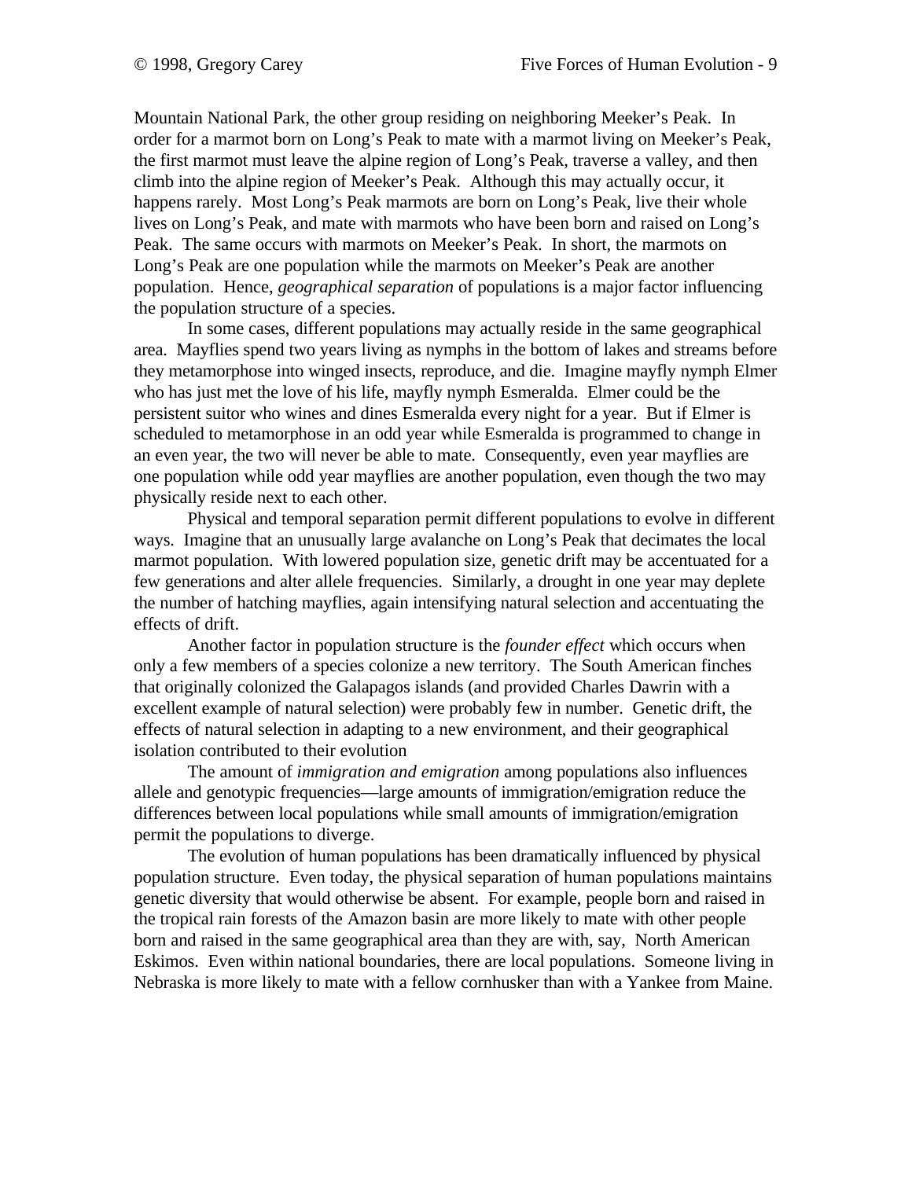Mountain National Park, the other group residing on neighboring Meeker's Peak. In order for a marmot born on Long's Peak to mate with a marmot living on Meeker's Peak, the first marmot must leave the alpine region of Long's Peak, traverse a valley, and then climb into the alpine region of Meeker's Peak. Although this may actually occur, it happens rarely. Most Long's Peak marmots are born on Long's Peak, live their whole lives on Long's Peak, and mate with marmots who have been born and raised on Long's Peak. The same occurs with marmots on Meeker's Peak. In short, the marmots on Long's Peak are one population while the marmots on Meeker's Peak are another population. Hence, *geographical separation* of populations is a major factor influencing the population structure of a species.

In some cases, different populations may actually reside in the same geographical area. Mayflies spend two years living as nymphs in the bottom of lakes and streams before they metamorphose into winged insects, reproduce, and die. Imagine mayfly nymph Elmer who has just met the love of his life, mayfly nymph Esmeralda. Elmer could be the persistent suitor who wines and dines Esmeralda every night for a year. But if Elmer is scheduled to metamorphose in an odd year while Esmeralda is programmed to change in an even year, the two will never be able to mate. Consequently, even year mayflies are one population while odd year mayflies are another population, even though the two may physically reside next to each other.

Physical and temporal separation permit different populations to evolve in different ways. Imagine that an unusually large avalanche on Long's Peak that decimates the local marmot population. With lowered population size, genetic drift may be accentuated for a few generations and alter allele frequencies. Similarly, a drought in one year may deplete the number of hatching mayflies, again intensifying natural selection and accentuating the effects of drift.

Another factor in population structure is the *founder effect* which occurs when only a few members of a species colonize a new territory. The South American finches that originally colonized the Galapagos islands (and provided Charles Dawrin with a excellent example of natural selection) were probably few in number. Genetic drift, the effects of natural selection in adapting to a new environment, and their geographical isolation contributed to their evolution

The amount of *immigration and emigration* among populations also influences allele and genotypic frequencies—large amounts of immigration/emigration reduce the differences between local populations while small amounts of immigration/emigration permit the populations to diverge.

The evolution of human populations has been dramatically influenced by physical population structure. Even today, the physical separation of human populations maintains genetic diversity that would otherwise be absent. For example, people born and raised in the tropical rain forests of the Amazon basin are more likely to mate with other people born and raised in the same geographical area than they are with, say, North American Eskimos. Even within national boundaries, there are local populations. Someone living in Nebraska is more likely to mate with a fellow cornhusker than with a Yankee from Maine.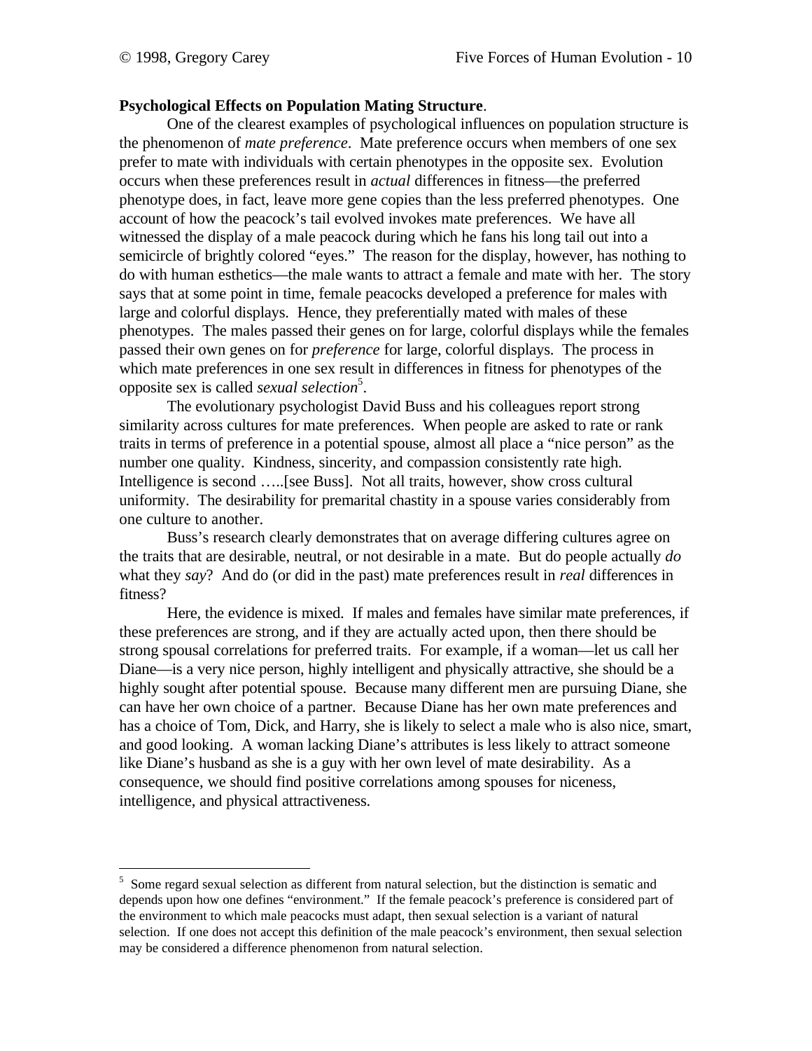**Psychological Effects on Population Mating Structure**.

One of the clearest examples of psychological influences on population structure is the phenomenon of *mate preference*. Mate preference occurs when members of one sex prefer to mate with individuals with certain phenotypes in the opposite sex. Evolution occurs when these preferences result in *actual* differences in fitness—the preferred phenotype does, in fact, leave more gene copies than the less preferred phenotypes. One account of how the peacock's tail evolved invokes mate preferences. We have all witnessed the display of a male peacock during which he fans his long tail out into a semicircle of brightly colored "eyes." The reason for the display, however, has nothing to do with human esthetics—the male wants to attract a female and mate with her. The story says that at some point in time, female peacocks developed a preference for males with large and colorful displays. Hence, they preferentially mated with males of these phenotypes. The males passed their genes on for large, colorful displays while the females passed their own genes on for *preference* for large, colorful displays. The process in which mate preferences in one sex result in differences in fitness for phenotypes of the opposite sex is called *sexual selection*[5].

The evolutionary psychologist David Buss and his colleagues report strong similarity across cultures for mate preferences. When people are asked to rate or rank traits in terms of preference in a potential spouse, almost all place a "nice person" as the number one quality. Kindness, sincerity, and compassion consistently rate high. Intelligence is second …..[see Buss]. Not all traits, however, show cross cultural uniformity. The desirability for premarital chastity in a spouse varies considerably from one culture to another.

Buss's research clearly demonstrates that on average differing cultures agree on the traits that are desirable, neutral, or not desirable in a mate. But do people actually *do* what they *say*? And do (or did in the past) mate preferences result in *real* differences in fitness?

Here, the evidence is mixed. If males and females have similar mate preferences, if these preferences are strong, and if they are actually acted upon, then there should be strong spousal correlations for preferred traits. For example, if a woman—let us call her Diane—is a very nice person, highly intelligent and physically attractive, she should be a highly sought after potential spouse. Because many different men are pursuing Diane, she can have her own choice of a partner. Because Diane has her own mate preferences and has a choice of Tom, Dick, and Harry, she is likely to select a male who is also nice, smart, and good looking. A woman lacking Diane's attributes is less likely to attract someone like Diane's husband as she is a guy with her own level of mate desirability. As a consequence, we should find positive correlations among spouses for niceness, intelligence, and physical attractiveness.

---

[5] Some regard sexual selection as different from natural selection, but the distinction is sematic and depends upon how one defines "environment." If the female peacock's preference is considered part of the environment to which male peacocks must adapt, then sexual selection is a variant of natural selection. If one does not accept this definition of the male peacock's environment, then sexual selection may be considered a difference phenomenon from natural selection.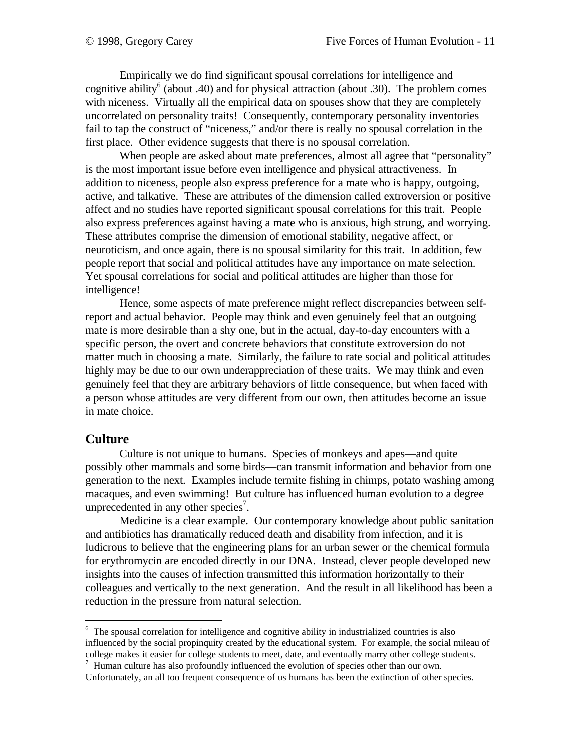Empirically we do find significant spousal correlations for intelligence and cognitive ability[6] (about .40) and for physical attraction (about .30). The problem comes with niceness. Virtually all the empirical data on spouses show that they are completely uncorrelated on personality traits! Consequently, contemporary personality inventories fail to tap the construct of "niceness," and/or there is really no spousal correlation in the first place. Other evidence suggests that there is no spousal correlation.

When people are asked about mate preferences, almost all agree that "personality" is the most important issue before even intelligence and physical attractiveness. In addition to niceness, people also express preference for a mate who is happy, outgoing, active, and talkative. These are attributes of the dimension called extroversion or positive affect and no studies have reported significant spousal correlations for this trait. People also express preferences against having a mate who is anxious, high strung, and worrying. These attributes comprise the dimension of emotional stability, negative affect, or neuroticism, and once again, there is no spousal similarity for this trait. In addition, few people report that social and political attitudes have any importance on mate selection. Yet spousal correlations for social and political attitudes are higher than those for intelligence!

Hence, some aspects of mate preference might reflect discrepancies between self-report and actual behavior. People may think and even genuinely feel that an outgoing mate is more desirable than a shy one, but in the actual, day-to-day encounters with a specific person, the overt and concrete behaviors that constitute extroversion do not matter much in choosing a mate. Similarly, the failure to rate social and political attitudes highly may be due to our own underappreciation of these traits. We may think and even genuinely feel that they are arbitrary behaviors of little consequence, but when faced with a person whose attitudes are very different from our own, then attitudes become an issue in mate choice.

## Culture

Culture is not unique to humans. Species of monkeys and apes—and quite possibly other mammals and some birds—can transmit information and behavior from one generation to the next. Examples include termite fishing in chimps, potato washing among macaques, and even swimming! But culture has influenced human evolution to a degree unprecedented in any other species[7].

Medicine is a clear example. Our contemporary knowledge about public sanitation and antibiotics has dramatically reduced death and disability from infection, and it is ludicrous to believe that the engineering plans for an urban sewer or the chemical formula for erythromycin are encoded directly in our DNA. Instead, clever people developed new insights into the causes of infection transmitted this information horizontally to their colleagues and vertically to the next generation. And the result in all likelihood has been a reduction in the pressure from natural selection.

---

[6] The spousal correlation for intelligence and cognitive ability in industrialized countries is also influenced by the social propinquity created by the educational system. For example, the social mileau of college makes it easier for college students to meet, date, and eventually marry other college students.

[7] Human culture has also profoundly influenced the evolution of species other than our own. Unfortunately, an all too frequent consequence of us humans has been the extinction of other species.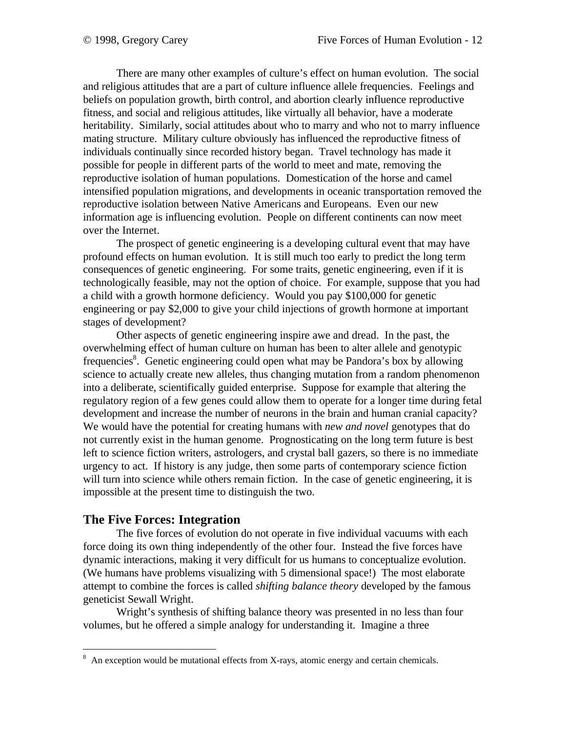There are many other examples of culture's effect on human evolution. The social and religious attitudes that are a part of culture influence allele frequencies. Feelings and beliefs on population growth, birth control, and abortion clearly influence reproductive fitness, and social and religious attitudes, like virtually all behavior, have a moderate heritability. Similarly, social attitudes about who to marry and who not to marry influence mating structure. Military culture obviously has influenced the reproductive fitness of individuals continually since recorded history began. Travel technology has made it possible for people in different parts of the world to meet and mate, removing the reproductive isolation of human populations. Domestication of the horse and camel intensified population migrations, and developments in oceanic transportation removed the reproductive isolation between Native Americans and Europeans. Even our new information age is influencing evolution. People on different continents can now meet over the Internet.

The prospect of genetic engineering is a developing cultural event that may have profound effects on human evolution. It is still much too early to predict the long term consequences of genetic engineering. For some traits, genetic engineering, even if it is technologically feasible, may not the option of choice. For example, suppose that you had a child with a growth hormone deficiency. Would you pay $100,000 for genetic engineering or pay $2,000 to give your child injections of growth hormone at important stages of development?

Other aspects of genetic engineering inspire awe and dread. In the past, the overwhelming effect of human culture on human has been to alter allele and genotypic frequencies[8]. Genetic engineering could open what may be Pandora's box by allowing science to actually create new alleles, thus changing mutation from a random phenomenon into a deliberate, scientifically guided enterprise. Suppose for example that altering the regulatory region of a few genes could allow them to operate for a longer time during fetal development and increase the number of neurons in the brain and human cranial capacity? We would have the potential for creating humans with *new and novel* genotypes that do not currently exist in the human genome. Prognosticating on the long term future is best left to science fiction writers, astrologers, and crystal ball gazers, so there is no immediate urgency to act. If history is any judge, then some parts of contemporary science fiction will turn into science while others remain fiction. In the case of genetic engineering, it is impossible at the present time to distinguish the two.

## The Five Forces: Integration

The five forces of evolution do not operate in five individual vacuums with each force doing its own thing independently of the other four. Instead the five forces have dynamic interactions, making it very difficult for us humans to conceptualize evolution. (We humans have problems visualizing with 5 dimensional space!) The most elaborate attempt to combine the forces is called *shifting balance theory* developed by the famous geneticist Sewall Wright.

Wright's synthesis of shifting balance theory was presented in no less than four volumes, but he offered a simple analogy for understanding it. Imagine a three

---

[8] An exception would be mutational effects from X-rays, atomic energy and certain chemicals.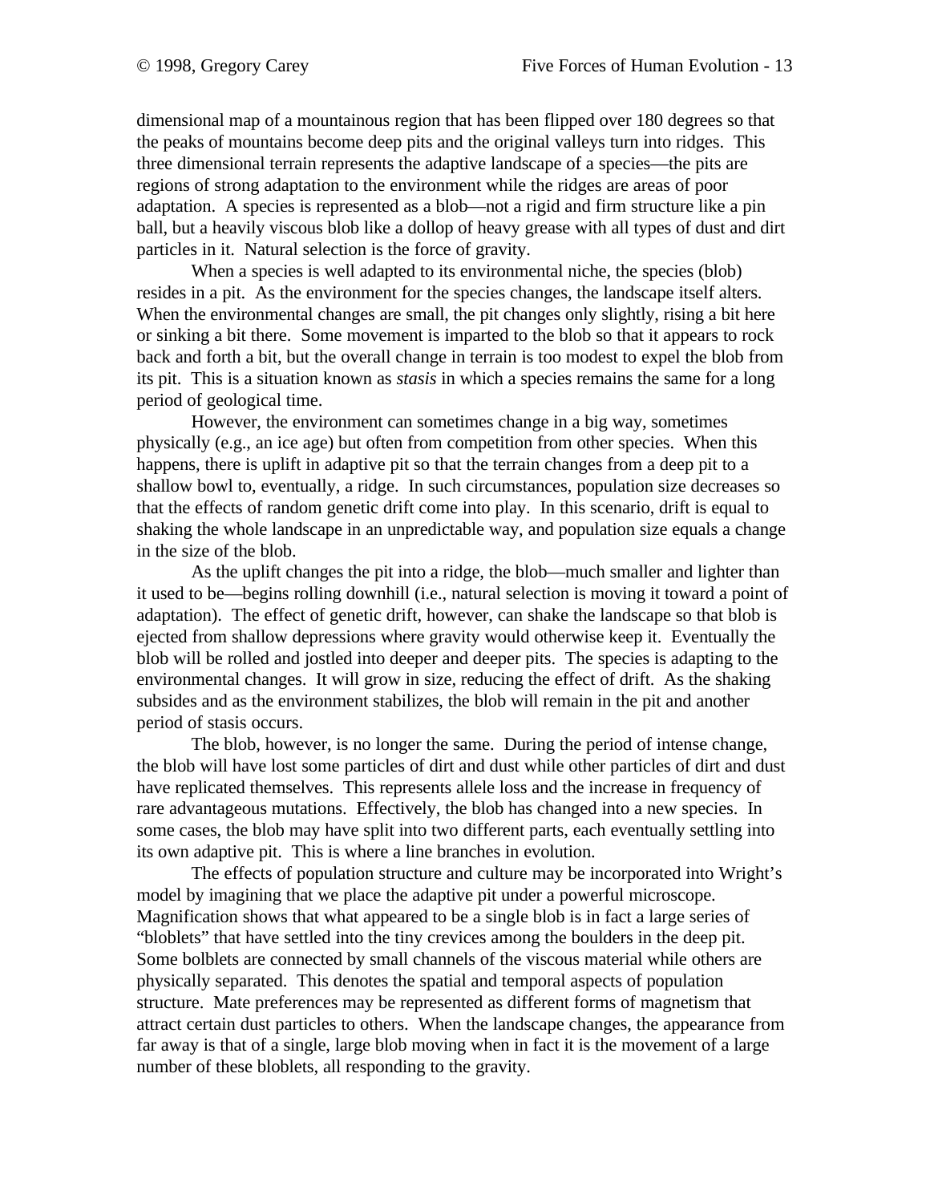dimensional map of a mountainous region that has been flipped over 180 degrees so that the peaks of mountains become deep pits and the original valleys turn into ridges. This three dimensional terrain represents the adaptive landscape of a species—the pits are regions of strong adaptation to the environment while the ridges are areas of poor adaptation. A species is represented as a blob—not a rigid and firm structure like a pin ball, but a heavily viscous blob like a dollop of heavy grease with all types of dust and dirt particles in it. Natural selection is the force of gravity.

When a species is well adapted to its environmental niche, the species (blob) resides in a pit. As the environment for the species changes, the landscape itself alters. When the environmental changes are small, the pit changes only slightly, rising a bit here or sinking a bit there. Some movement is imparted to the blob so that it appears to rock back and forth a bit, but the overall change in terrain is too modest to expel the blob from its pit. This is a situation known as *stasis* in which a species remains the same for a long period of geological time.

However, the environment can sometimes change in a big way, sometimes physically (e.g., an ice age) but often from competition from other species. When this happens, there is uplift in adaptive pit so that the terrain changes from a deep pit to a shallow bowl to, eventually, a ridge. In such circumstances, population size decreases so that the effects of random genetic drift come into play. In this scenario, drift is equal to shaking the whole landscape in an unpredictable way, and population size equals a change in the size of the blob.

As the uplift changes the pit into a ridge, the blob—much smaller and lighter than it used to be—begins rolling downhill (i.e., natural selection is moving it toward a point of adaptation). The effect of genetic drift, however, can shake the landscape so that blob is ejected from shallow depressions where gravity would otherwise keep it. Eventually the blob will be rolled and jostled into deeper and deeper pits. The species is adapting to the environmental changes. It will grow in size, reducing the effect of drift. As the shaking subsides and as the environment stabilizes, the blob will remain in the pit and another period of stasis occurs.

The blob, however, is no longer the same. During the period of intense change, the blob will have lost some particles of dirt and dust while other particles of dirt and dust have replicated themselves. This represents allele loss and the increase in frequency of rare advantageous mutations. Effectively, the blob has changed into a new species. In some cases, the blob may have split into two different parts, each eventually settling into its own adaptive pit. This is where a line branches in evolution.

The effects of population structure and culture may be incorporated into Wright's model by imagining that we place the adaptive pit under a powerful microscope. Magnification shows that what appeared to be a single blob is in fact a large series of "bloblets" that have settled into the tiny crevices among the boulders in the deep pit. Some bolblets are connected by small channels of the viscous material while others are physically separated. This denotes the spatial and temporal aspects of population structure. Mate preferences may be represented as different forms of magnetism that attract certain dust particles to others. When the landscape changes, the appearance from far away is that of a single, large blob moving when in fact it is the movement of a large number of these bloblets, all responding to the gravity.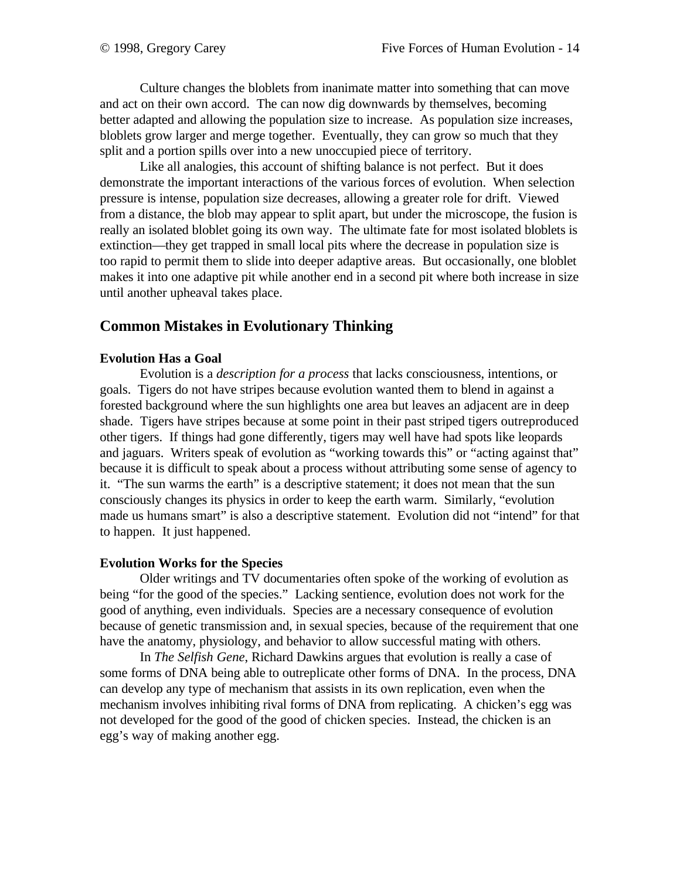Culture changes the bloblets from inanimate matter into something that can move and act on their own accord. The can now dig downwards by themselves, becoming better adapted and allowing the population size to increase. As population size increases, bloblets grow larger and merge together. Eventually, they can grow so much that they split and a portion spills over into a new unoccupied piece of territory.

Like all analogies, this account of shifting balance is not perfect. But it does demonstrate the important interactions of the various forces of evolution. When selection pressure is intense, population size decreases, allowing a greater role for drift. Viewed from a distance, the blob may appear to split apart, but under the microscope, the fusion is really an isolated bloblet going its own way. The ultimate fate for most isolated bloblets is extinction—they get trapped in small local pits where the decrease in population size is too rapid to permit them to slide into deeper adaptive areas. But occasionally, one bloblet makes it into one adaptive pit while another end in a second pit where both increase in size until another upheaval takes place.

## Common Mistakes in Evolutionary Thinking

### Evolution Has a Goal

Evolution is a *description for a process* that lacks consciousness, intentions, or goals. Tigers do not have stripes because evolution wanted them to blend in against a forested background where the sun highlights one area but leaves an adjacent are in deep shade. Tigers have stripes because at some point in their past striped tigers outreproduced other tigers. If things had gone differently, tigers may well have had spots like leopards and jaguars. Writers speak of evolution as "working towards this" or "acting against that" because it is difficult to speak about a process without attributing some sense of agency to it. "The sun warms the earth" is a descriptive statement; it does not mean that the sun consciously changes its physics in order to keep the earth warm. Similarly, "evolution made us humans smart" is also a descriptive statement. Evolution did not "intend" for that to happen. It just happened.

### Evolution Works for the Species

Older writings and TV documentaries often spoke of the working of evolution as being "for the good of the species." Lacking sentience, evolution does not work for the good of anything, even individuals. Species are a necessary consequence of evolution because of genetic transmission and, in sexual species, because of the requirement that one have the anatomy, physiology, and behavior to allow successful mating with others.

In *The Selfish Gene*, Richard Dawkins argues that evolution is really a case of some forms of DNA being able to outreplicate other forms of DNA. In the process, DNA can develop any type of mechanism that assists in its own replication, even when the mechanism involves inhibiting rival forms of DNA from replicating. A chicken's egg was not developed for the good of the good of chicken species. Instead, the chicken is an egg's way of making another egg.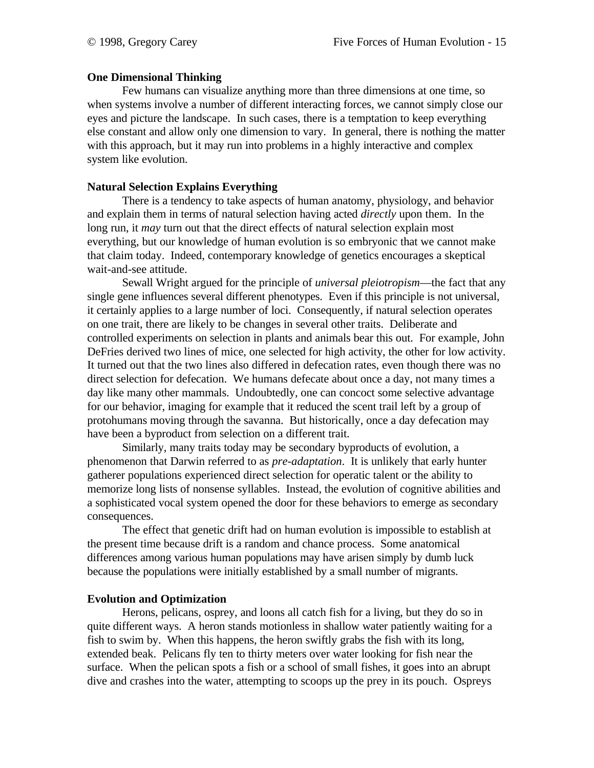**One Dimensional Thinking**

Few humans can visualize anything more than three dimensions at one time, so when systems involve a number of different interacting forces, we cannot simply close our eyes and picture the landscape. In such cases, there is a temptation to keep everything else constant and allow only one dimension to vary. In general, there is nothing the matter with this approach, but it may run into problems in a highly interactive and complex system like evolution.

**Natural Selection Explains Everything**

There is a tendency to take aspects of human anatomy, physiology, and behavior and explain them in terms of natural selection having acted *directly* upon them. In the long run, it *may* turn out that the direct effects of natural selection explain most everything, but our knowledge of human evolution is so embryonic that we cannot make that claim today. Indeed, contemporary knowledge of genetics encourages a skeptical wait-and-see attitude.

Sewall Wright argued for the principle of *universal pleiotropism*—the fact that any single gene influences several different phenotypes. Even if this principle is not universal, it certainly applies to a large number of loci. Consequently, if natural selection operates on one trait, there are likely to be changes in several other traits. Deliberate and controlled experiments on selection in plants and animals bear this out. For example, John DeFries derived two lines of mice, one selected for high activity, the other for low activity. It turned out that the two lines also differed in defecation rates, even though there was no direct selection for defecation. We humans defecate about once a day, not many times a day like many other mammals. Undoubtedly, one can concoct some selective advantage for our behavior, imaging for example that it reduced the scent trail left by a group of protohumans moving through the savanna. But historically, once a day defecation may have been a byproduct from selection on a different trait.

Similarly, many traits today may be secondary byproducts of evolution, a phenomenon that Darwin referred to as *pre-adaptation*. It is unlikely that early hunter gatherer populations experienced direct selection for operatic talent or the ability to memorize long lists of nonsense syllables. Instead, the evolution of cognitive abilities and a sophisticated vocal system opened the door for these behaviors to emerge as secondary consequences.

The effect that genetic drift had on human evolution is impossible to establish at the present time because drift is a random and chance process. Some anatomical differences among various human populations may have arisen simply by dumb luck because the populations were initially established by a small number of migrants.

**Evolution and Optimization**

Herons, pelicans, osprey, and loons all catch fish for a living, but they do so in quite different ways. A heron stands motionless in shallow water patiently waiting for a fish to swim by. When this happens, the heron swiftly grabs the fish with its long, extended beak. Pelicans fly ten to thirty meters over water looking for fish near the surface. When the pelican spots a fish or a school of small fishes, it goes into an abrupt dive and crashes into the water, attempting to scoops up the prey in its pouch. Ospreys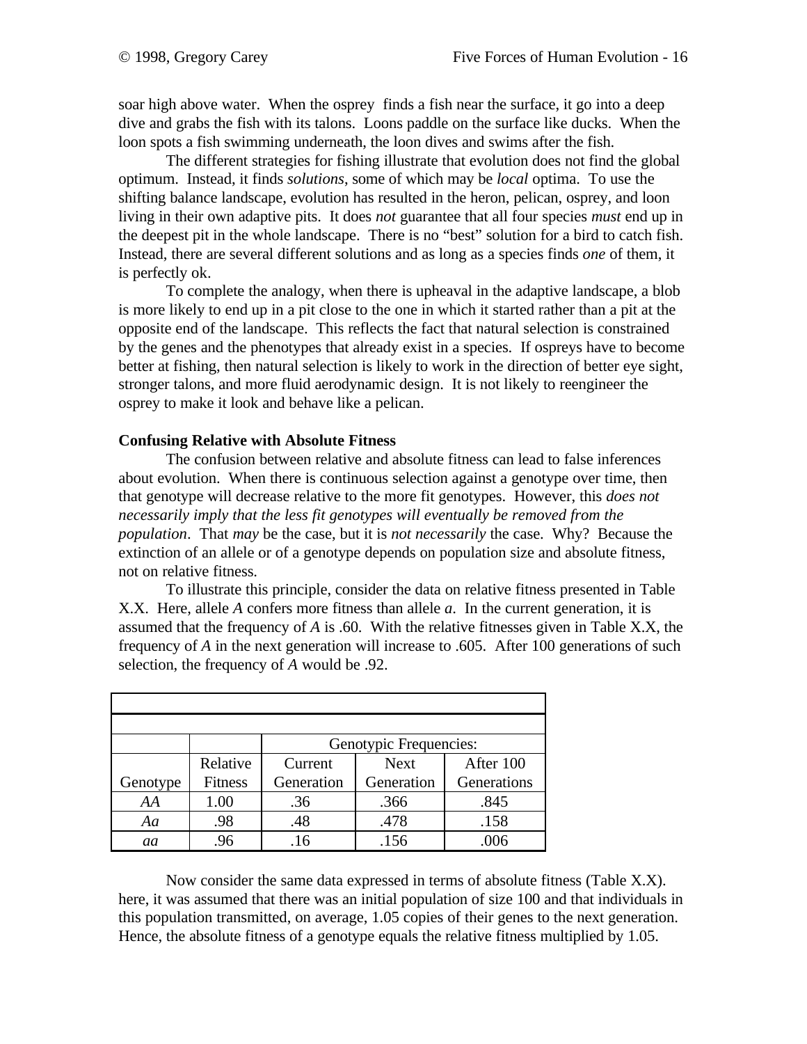soar high above water. When the osprey finds a fish near the surface, it go into a deep dive and grabs the fish with its talons. Loons paddle on the surface like ducks. When the loon spots a fish swimming underneath, the loon dives and swims after the fish.

The different strategies for fishing illustrate that evolution does not find the global optimum. Instead, it finds *solutions*, some of which may be *local* optima. To use the shifting balance landscape, evolution has resulted in the heron, pelican, osprey, and loon living in their own adaptive pits. It does *not* guarantee that all four species *must* end up in the deepest pit in the whole landscape. There is no "best" solution for a bird to catch fish. Instead, there are several different solutions and as long as a species finds *one* of them, it is perfectly ok.

To complete the analogy, when there is upheaval in the adaptive landscape, a blob is more likely to end up in a pit close to the one in which it started rather than a pit at the opposite end of the landscape. This reflects the fact that natural selection is constrained by the genes and the phenotypes that already exist in a species. If ospreys have to become better at fishing, then natural selection is likely to work in the direction of better eye sight, stronger talons, and more fluid aerodynamic design. It is not likely to reengineer the osprey to make it look and behave like a pelican.

**Confusing Relative with Absolute Fitness**

The confusion between relative and absolute fitness can lead to false inferences about evolution. When there is continuous selection against a genotype over time, then that genotype will decrease relative to the more fit genotypes. However, this *does not necessarily imply that the less fit genotypes will eventually be removed from the population*. That *may* be the case, but it is *not necessarily* the case. Why? Because the extinction of an allele or of a genotype depends on population size and absolute fitness, not on relative fitness.

To illustrate this principle, consider the data on relative fitness presented in Table X.X. Here, allele *A* confers more fitness than allele *a*. In the current generation, it is assumed that the frequency of *A* is .60. With the relative fitnesses given in Table X.X, the frequency of *A* in the next generation will increase to .605. After 100 generations of such selection, the frequency of *A* would be .92.

| | | Genotypic Frequencies: | | |
|---|---|---|---|---|
| Genotype | Relative Fitness | Current Generation | Next Generation | After 100 Generations |
| *AA* | 1.00 | .36 | .366 | .845 |
| *Aa* | .98 | .48 | .478 | .158 |
| *aa* | .96 | .16 | .156 | .006 |

Now consider the same data expressed in terms of absolute fitness (Table X.X). here, it was assumed that there was an initial population of size 100 and that individuals in this population transmitted, on average, 1.05 copies of their genes to the next generation. Hence, the absolute fitness of a genotype equals the relative fitness multiplied by 1.05.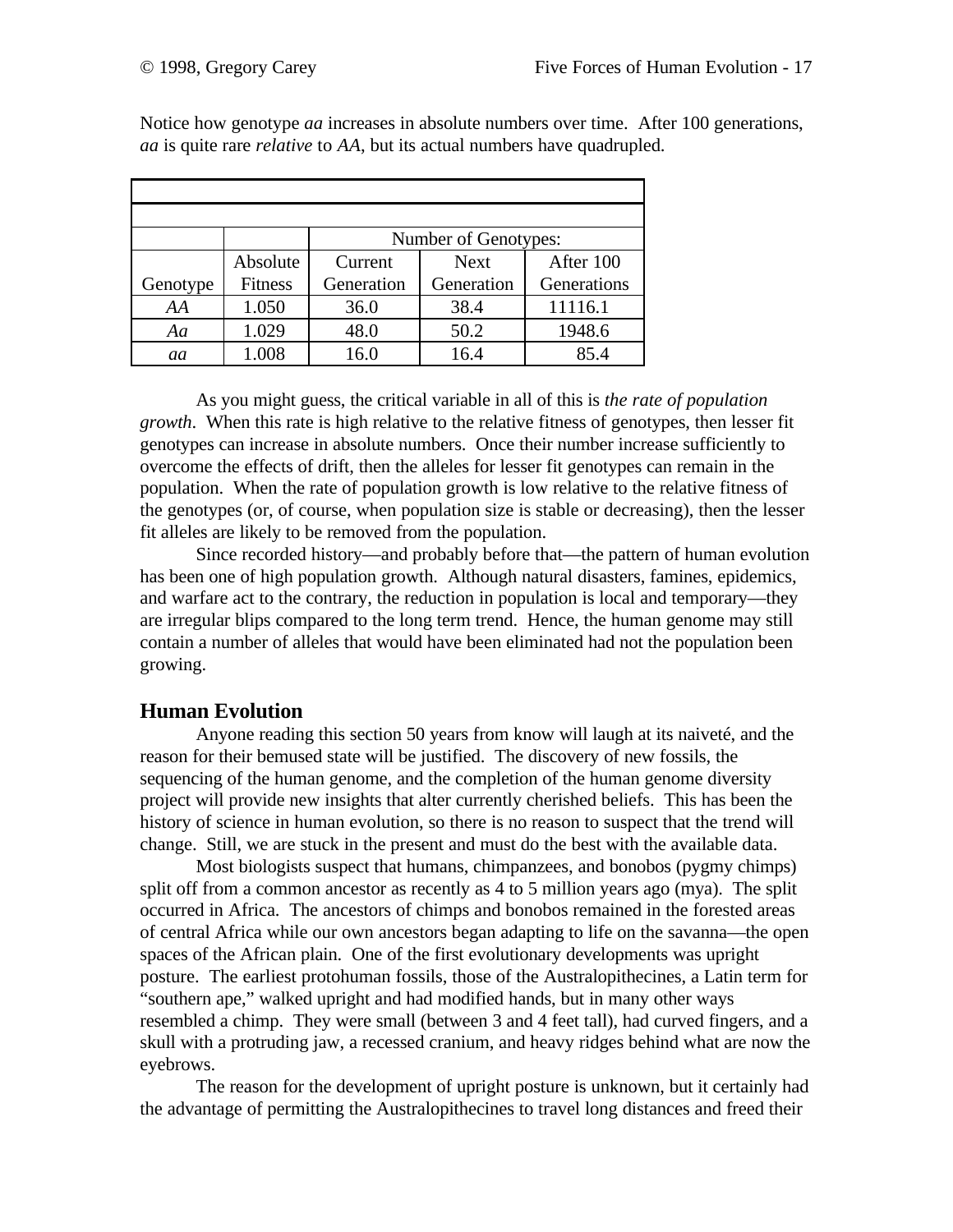Notice how genotype *aa* increases in absolute numbers over time. After 100 generations, *aa* is quite rare *relative* to *AA*, but its actual numbers have quadrupled.

| | | Number of Genotypes: | | |
|---|---|---|---|---|
| Genotype | Absolute Fitness | Current Generation | Next Generation | After 100 Generations |
| *AA* | 1.050 | 36.0 | 38.4 | 11116.1 |
| *Aa* | 1.029 | 48.0 | 50.2 | 1948.6 |
| *aa* | 1.008 | 16.0 | 16.4 | 85.4 |

As you might guess, the critical variable in all of this is *the rate of population growth*. When this rate is high relative to the relative fitness of genotypes, then lesser fit genotypes can increase in absolute numbers. Once their number increase sufficiently to overcome the effects of drift, then the alleles for lesser fit genotypes can remain in the population. When the rate of population growth is low relative to the relative fitness of the genotypes (or, of course, when population size is stable or decreasing), then the lesser fit alleles are likely to be removed from the population.

Since recorded history—and probably before that—the pattern of human evolution has been one of high population growth. Although natural disasters, famines, epidemics, and warfare act to the contrary, the reduction in population is local and temporary—they are irregular blips compared to the long term trend. Hence, the human genome may still contain a number of alleles that would have been eliminated had not the population been growing.

## Human Evolution

Anyone reading this section 50 years from know will laugh at its naiveté, and the reason for their bemused state will be justified. The discovery of new fossils, the sequencing of the human genome, and the completion of the human genome diversity project will provide new insights that alter currently cherished beliefs. This has been the history of science in human evolution, so there is no reason to suspect that the trend will change. Still, we are stuck in the present and must do the best with the available data.

Most biologists suspect that humans, chimpanzees, and bonobos (pygmy chimps) split off from a common ancestor as recently as 4 to 5 million years ago (mya). The split occurred in Africa. The ancestors of chimps and bonobos remained in the forested areas of central Africa while our own ancestors began adapting to life on the savanna—the open spaces of the African plain. One of the first evolutionary developments was upright posture. The earliest protohuman fossils, those of the Australopithecines, a Latin term for "southern ape," walked upright and had modified hands, but in many other ways resembled a chimp. They were small (between 3 and 4 feet tall), had curved fingers, and a skull with a protruding jaw, a recessed cranium, and heavy ridges behind what are now the eyebrows.

The reason for the development of upright posture is unknown, but it certainly had the advantage of permitting the Australopithecines to travel long distances and freed their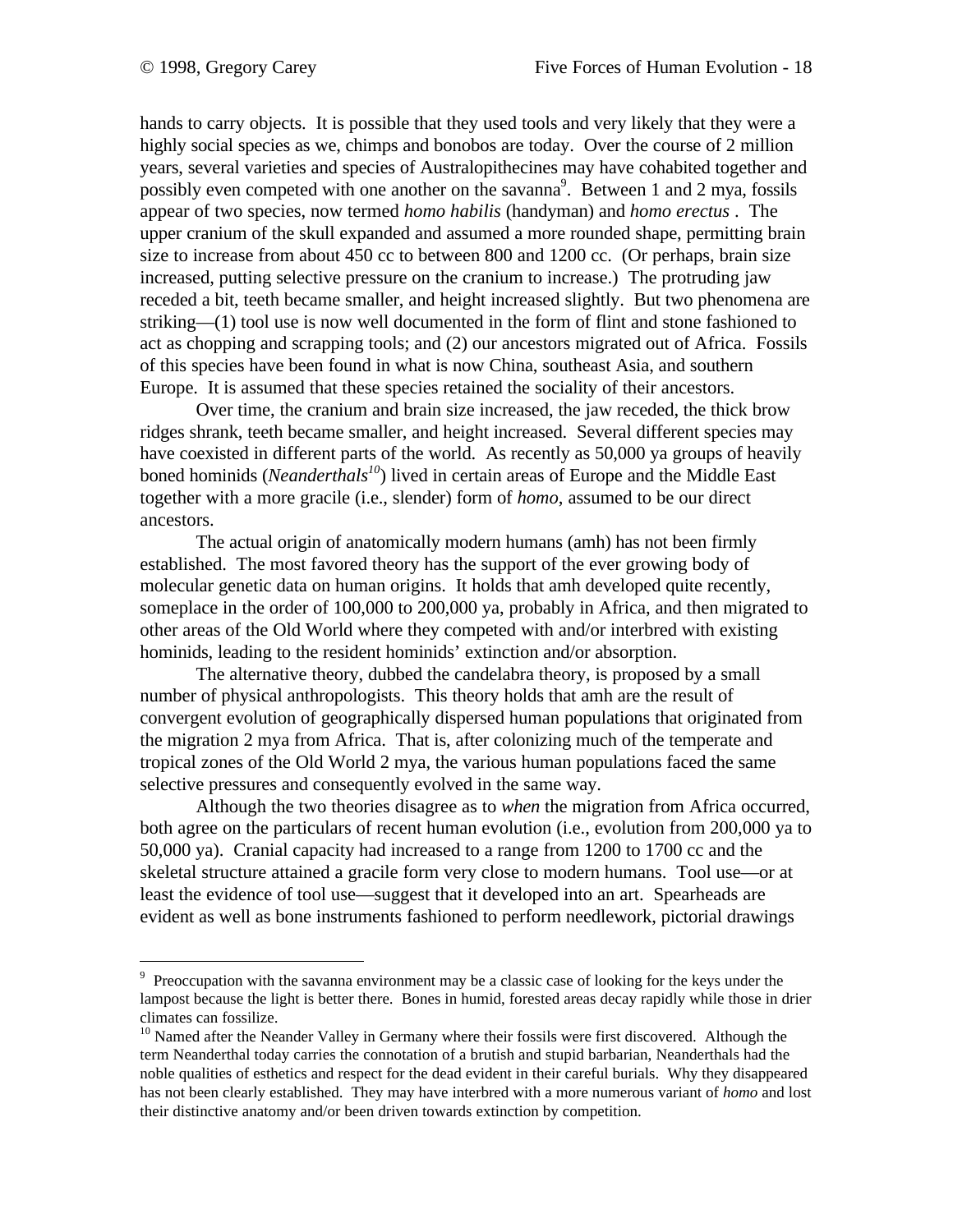hands to carry objects. It is possible that they used tools and very likely that they were a highly social species as we, chimps and bonobos are today. Over the course of 2 million years, several varieties and species of Australopithecines may have cohabited together and possibly even competed with one another on the savanna[9]. Between 1 and 2 mya, fossils appear of two species, now termed *homo habilis* (handyman) and *homo erectus* . The upper cranium of the skull expanded and assumed a more rounded shape, permitting brain size to increase from about 450 cc to between 800 and 1200 cc. (Or perhaps, brain size increased, putting selective pressure on the cranium to increase.) The protruding jaw receded a bit, teeth became smaller, and height increased slightly. But two phenomena are striking—(1) tool use is now well documented in the form of flint and stone fashioned to act as chopping and scrapping tools; and (2) our ancestors migrated out of Africa. Fossils of this species have been found in what is now China, southeast Asia, and southern Europe. It is assumed that these species retained the sociality of their ancestors.

Over time, the cranium and brain size increased, the jaw receded, the thick brow ridges shrank, teeth became smaller, and height increased. Several different species may have coexisted in different parts of the world. As recently as 50,000 ya groups of heavily boned hominids (*Neanderthals*[10]) lived in certain areas of Europe and the Middle East together with a more gracile (i.e., slender) form of *homo*, assumed to be our direct ancestors.

The actual origin of anatomically modern humans (amh) has not been firmly established. The most favored theory has the support of the ever growing body of molecular genetic data on human origins. It holds that amh developed quite recently, someplace in the order of 100,000 to 200,000 ya, probably in Africa, and then migrated to other areas of the Old World where they competed with and/or interbred with existing hominids, leading to the resident hominids' extinction and/or absorption.

The alternative theory, dubbed the candelabra theory, is proposed by a small number of physical anthropologists. This theory holds that amh are the result of convergent evolution of geographically dispersed human populations that originated from the migration 2 mya from Africa. That is, after colonizing much of the temperate and tropical zones of the Old World 2 mya, the various human populations faced the same selective pressures and consequently evolved in the same way.

Although the two theories disagree as to *when* the migration from Africa occurred, both agree on the particulars of recent human evolution (i.e., evolution from 200,000 ya to 50,000 ya). Cranial capacity had increased to a range from 1200 to 1700 cc and the skeletal structure attained a gracile form very close to modern humans. Tool use—or at least the evidence of tool use—suggest that it developed into an art. Spearheads are evident as well as bone instruments fashioned to perform needlework, pictorial drawings

---

[9] Preoccupation with the savanna environment may be a classic case of looking for the keys under the lampost because the light is better there. Bones in humid, forested areas decay rapidly while those in drier climates can fossilize.

[10] Named after the Neander Valley in Germany where their fossils were first discovered. Although the term Neanderthal today carries the connotation of a brutish and stupid barbarian, Neanderthals had the noble qualities of esthetics and respect for the dead evident in their careful burials. Why they disappeared has not been clearly established. They may have interbred with a more numerous variant of *homo* and lost their distinctive anatomy and/or been driven towards extinction by competition.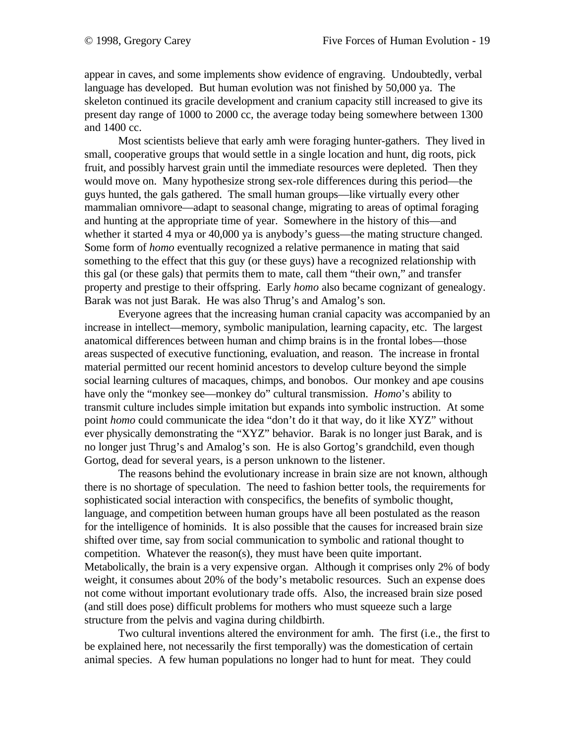appear in caves, and some implements show evidence of engraving. Undoubtedly, verbal language has developed. But human evolution was not finished by 50,000 ya. The skeleton continued its gracile development and cranium capacity still increased to give its present day range of 1000 to 2000 cc, the average today being somewhere between 1300 and 1400 cc.

Most scientists believe that early amh were foraging hunter-gathers. They lived in small, cooperative groups that would settle in a single location and hunt, dig roots, pick fruit, and possibly harvest grain until the immediate resources were depleted. Then they would move on. Many hypothesize strong sex-role differences during this period—the guys hunted, the gals gathered. The small human groups—like virtually every other mammalian omnivore—adapt to seasonal change, migrating to areas of optimal foraging and hunting at the appropriate time of year. Somewhere in the history of this—and whether it started 4 mya or 40,000 ya is anybody's guess—the mating structure changed. Some form of *homo* eventually recognized a relative permanence in mating that said something to the effect that this guy (or these guys) have a recognized relationship with this gal (or these gals) that permits them to mate, call them "their own," and transfer property and prestige to their offspring. Early *homo* also became cognizant of genealogy. Barak was not just Barak. He was also Thrug's and Amalog's son.

Everyone agrees that the increasing human cranial capacity was accompanied by an increase in intellect—memory, symbolic manipulation, learning capacity, etc. The largest anatomical differences between human and chimp brains is in the frontal lobes—those areas suspected of executive functioning, evaluation, and reason. The increase in frontal material permitted our recent hominid ancestors to develop culture beyond the simple social learning cultures of macaques, chimps, and bonobos. Our monkey and ape cousins have only the "monkey see—monkey do" cultural transmission. *Homo*'s ability to transmit culture includes simple imitation but expands into symbolic instruction. At some point *homo* could communicate the idea "don't do it that way, do it like XYZ" without ever physically demonstrating the "XYZ" behavior. Barak is no longer just Barak, and is no longer just Thrug's and Amalog's son. He is also Gortog's grandchild, even though Gortog, dead for several years, is a person unknown to the listener.

The reasons behind the evolutionary increase in brain size are not known, although there is no shortage of speculation. The need to fashion better tools, the requirements for sophisticated social interaction with conspecifics, the benefits of symbolic thought, language, and competition between human groups have all been postulated as the reason for the intelligence of hominids. It is also possible that the causes for increased brain size shifted over time, say from social communication to symbolic and rational thought to competition. Whatever the reason(s), they must have been quite important. Metabolically, the brain is a very expensive organ. Although it comprises only 2% of body weight, it consumes about 20% of the body's metabolic resources. Such an expense does not come without important evolutionary trade offs. Also, the increased brain size posed (and still does pose) difficult problems for mothers who must squeeze such a large structure from the pelvis and vagina during childbirth.

Two cultural inventions altered the environment for amh. The first (i.e., the first to be explained here, not necessarily the first temporally) was the domestication of certain animal species. A few human populations no longer had to hunt for meat. They could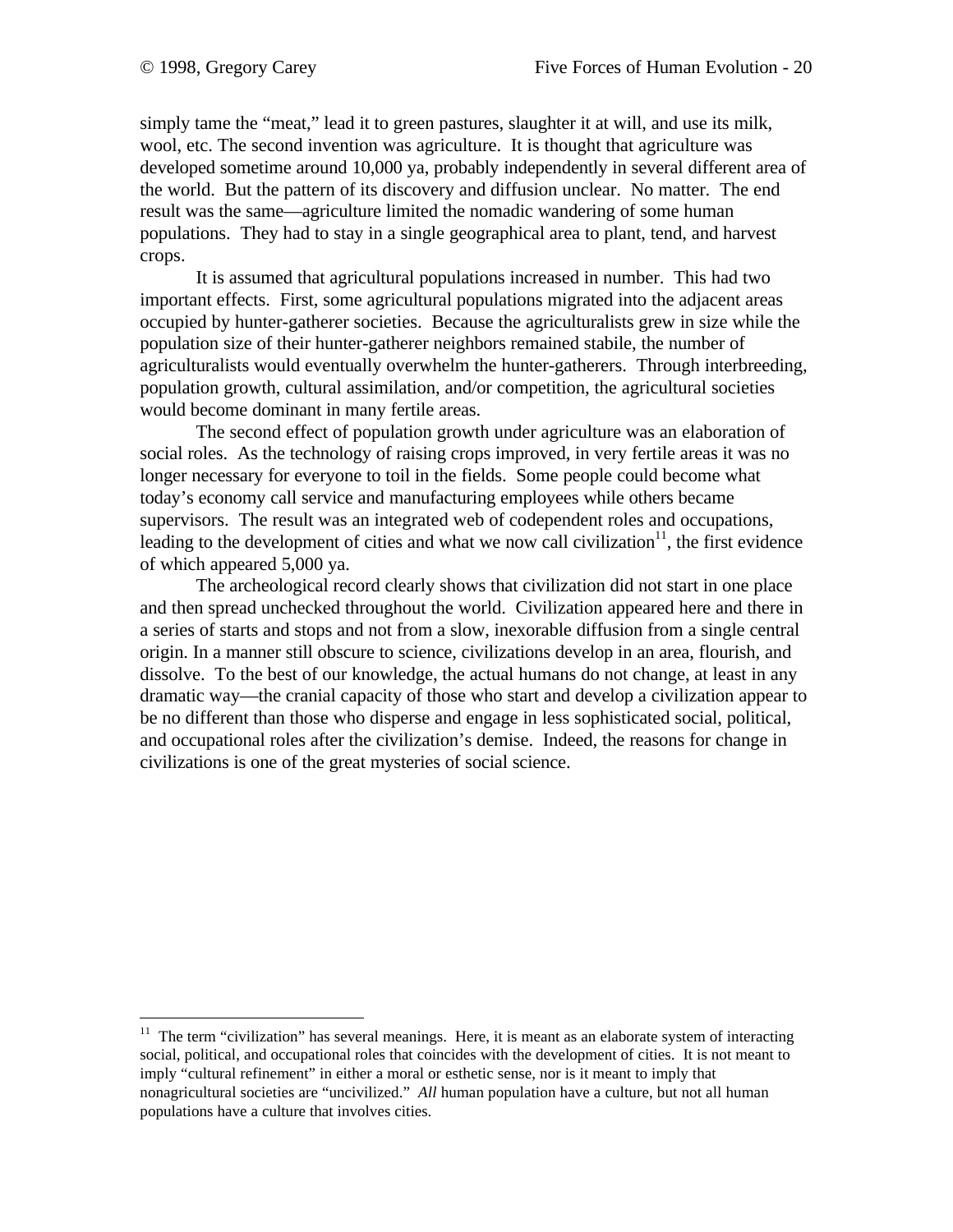simply tame the "meat," lead it to green pastures, slaughter it at will, and use its milk, wool, etc. The second invention was agriculture. It is thought that agriculture was developed sometime around 10,000 ya, probably independently in several different area of the world. But the pattern of its discovery and diffusion unclear. No matter. The end result was the same—agriculture limited the nomadic wandering of some human populations. They had to stay in a single geographical area to plant, tend, and harvest crops.

It is assumed that agricultural populations increased in number. This had two important effects. First, some agricultural populations migrated into the adjacent areas occupied by hunter-gatherer societies. Because the agriculturalists grew in size while the population size of their hunter-gatherer neighbors remained stabile, the number of agriculturalists would eventually overwhelm the hunter-gatherers. Through interbreeding, population growth, cultural assimilation, and/or competition, the agricultural societies would become dominant in many fertile areas.

The second effect of population growth under agriculture was an elaboration of social roles. As the technology of raising crops improved, in very fertile areas it was no longer necessary for everyone to toil in the fields. Some people could become what today's economy call service and manufacturing employees while others became supervisors. The result was an integrated web of codependent roles and occupations, leading to the development of cities and what we now call civilization[11], the first evidence of which appeared 5,000 ya.

The archeological record clearly shows that civilization did not start in one place and then spread unchecked throughout the world. Civilization appeared here and there in a series of starts and stops and not from a slow, inexorable diffusion from a single central origin. In a manner still obscure to science, civilizations develop in an area, flourish, and dissolve. To the best of our knowledge, the actual humans do not change, at least in any dramatic way—the cranial capacity of those who start and develop a civilization appear to be no different than those who disperse and engage in less sophisticated social, political, and occupational roles after the civilization's demise. Indeed, the reasons for change in civilizations is one of the great mysteries of social science.

---

[11] The term "civilization" has several meanings. Here, it is meant as an elaborate system of interacting social, political, and occupational roles that coincides with the development of cities. It is not meant to imply "cultural refinement" in either a moral or esthetic sense, nor is it meant to imply that nonagricultural societies are "uncivilized." *All* human population have a culture, but not all human populations have a culture that involves cities.